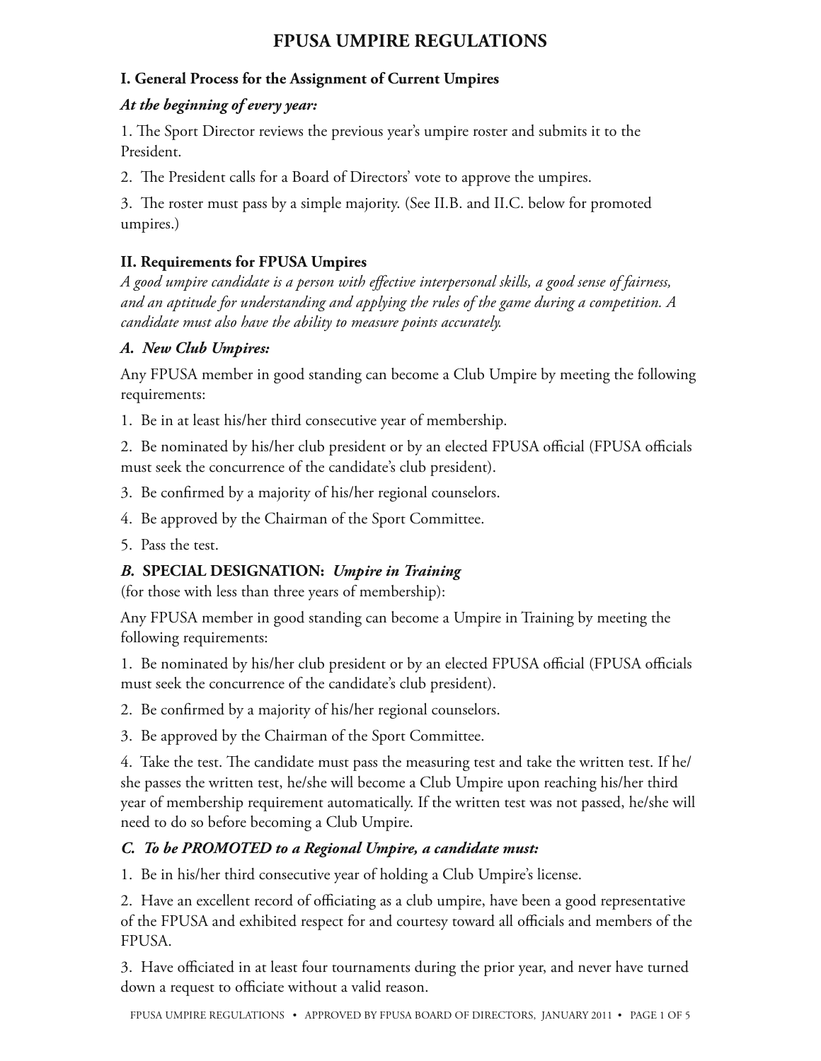# FPUSA UMPIRE REGULATIONS

## I. General Process for the Assignment of Current Umpires

### *At the beginning of every year:*

1. The Sport Director reviews the previous year's umpire roster and submits it to the President.
2. The President calls for a Board of Directors' vote to approve the umpires.
3. The roster must pass by a simple majority. (See II.B. and II.C. below for promoted umpires.)

## II. Requirements for FPUSA Umpires

*A good umpire candidate is a person with effective interpersonal skills, a good sense of fairness, and an aptitude for understanding and applying the rules of the game during a competition. A candidate must also have the ability to measure points accurately.*

### *A. New Club Umpires:*

Any FPUSA member in good standing can become a Club Umpire by meeting the following requirements:

1. Be in at least his/her third consecutive year of membership.
2. Be nominated by his/her club president or by an elected FPUSA official (FPUSA officials must seek the concurrence of the candidate's club president).
3. Be confirmed by a majority of his/her regional counselors.
4. Be approved by the Chairman of the Sport Committee.
5. Pass the test.

### *B.* **SPECIAL DESIGNATION:** *Umpire in Training*

(for those with less than three years of membership):

Any FPUSA member in good standing can become a Umpire in Training by meeting the following requirements:

1. Be nominated by his/her club president or by an elected FPUSA official (FPUSA officials must seek the concurrence of the candidate's club president).
2. Be confirmed by a majority of his/her regional counselors.
3. Be approved by the Chairman of the Sport Committee.
4. Take the test. The candidate must pass the measuring test and take the written test. If he/she passes the written test, he/she will become a Club Umpire upon reaching his/her third year of membership requirement automatically. If the written test was not passed, he/she will need to do so before becoming a Club Umpire.

### *C. To be PROMOTED to a Regional Umpire, a candidate must:*

1. Be in his/her third consecutive year of holding a Club Umpire's license.
2. Have an excellent record of officiating as a club umpire, have been a good representative of the FPUSA and exhibited respect for and courtesy toward all officials and members of the FPUSA.
3. Have officiated in at least four tournaments during the prior year, and never have turned down a request to officiate without a valid reason.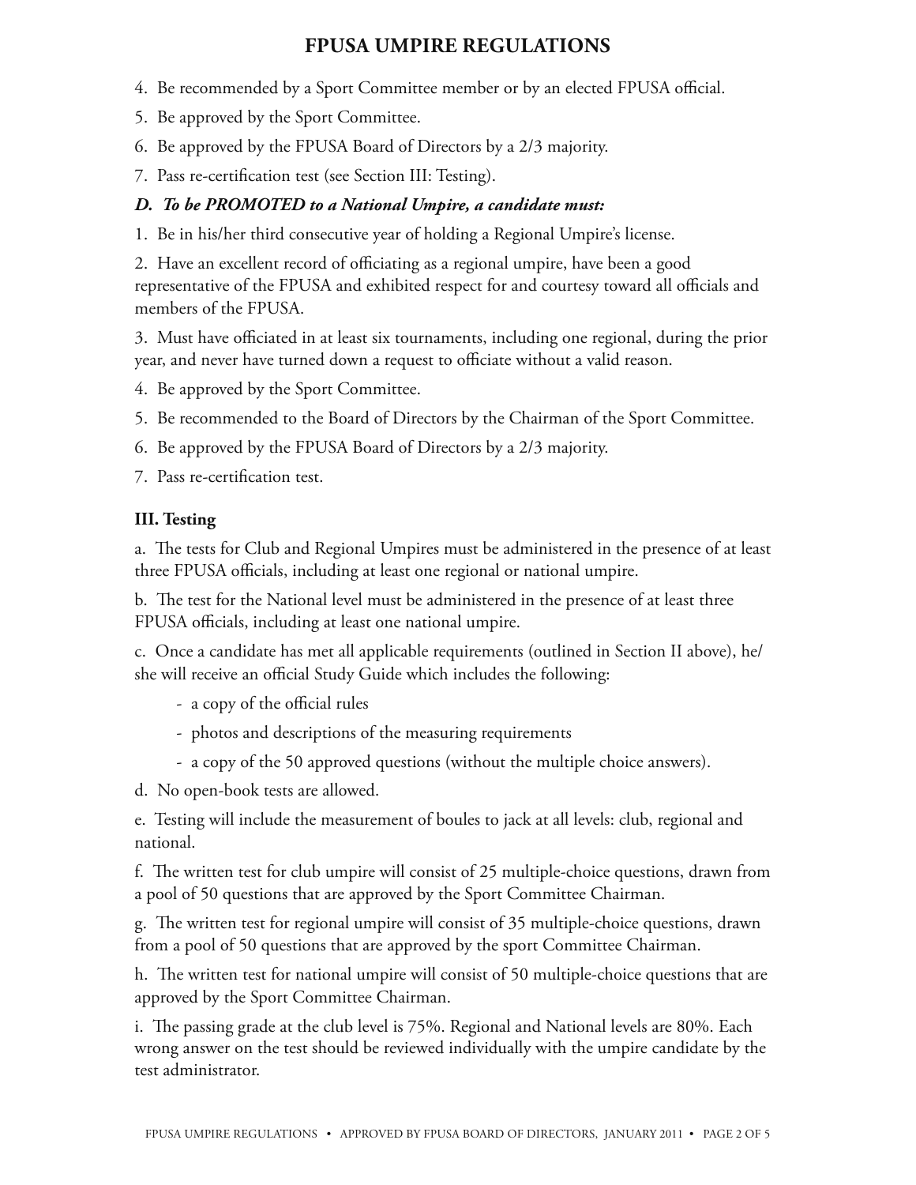4. Be recommended by a Sport Committee member or by an elected FPUSA official.

5. Be approved by the Sport Committee.

6. Be approved by the FPUSA Board of Directors by a 2/3 majority.

7. Pass re-certification test (see Section III: Testing).

### *D. To be PROMOTED to a National Umpire, a candidate must:*

1. Be in his/her third consecutive year of holding a Regional Umpire's license.

2. Have an excellent record of officiating as a regional umpire, have been a good representative of the FPUSA and exhibited respect for and courtesy toward all officials and members of the FPUSA.

3. Must have officiated in at least six tournaments, including one regional, during the prior year, and never have turned down a request to officiate without a valid reason.

4. Be approved by the Sport Committee.

5. Be recommended to the Board of Directors by the Chairman of the Sport Committee.

6. Be approved by the FPUSA Board of Directors by a 2/3 majority.

7. Pass re-certification test.

## III. Testing

a. The tests for Club and Regional Umpires must be administered in the presence of at least three FPUSA officials, including at least one regional or national umpire.

b. The test for the National level must be administered in the presence of at least three FPUSA officials, including at least one national umpire.

c. Once a candidate has met all applicable requirements (outlined in Section II above), he/she will receive an official Study Guide which includes the following:

- a copy of the official rules
- photos and descriptions of the measuring requirements
- a copy of the 50 approved questions (without the multiple choice answers).

d. No open-book tests are allowed.

e. Testing will include the measurement of boules to jack at all levels: club, regional and national.

f. The written test for club umpire will consist of 25 multiple-choice questions, drawn from a pool of 50 questions that are approved by the Sport Committee Chairman.

g. The written test for regional umpire will consist of 35 multiple-choice questions, drawn from a pool of 50 questions that are approved by the sport Committee Chairman.

h. The written test for national umpire will consist of 50 multiple-choice questions that are approved by the Sport Committee Chairman.

i. The passing grade at the club level is 75%. Regional and National levels are 80%. Each wrong answer on the test should be reviewed individually with the umpire candidate by the test administrator.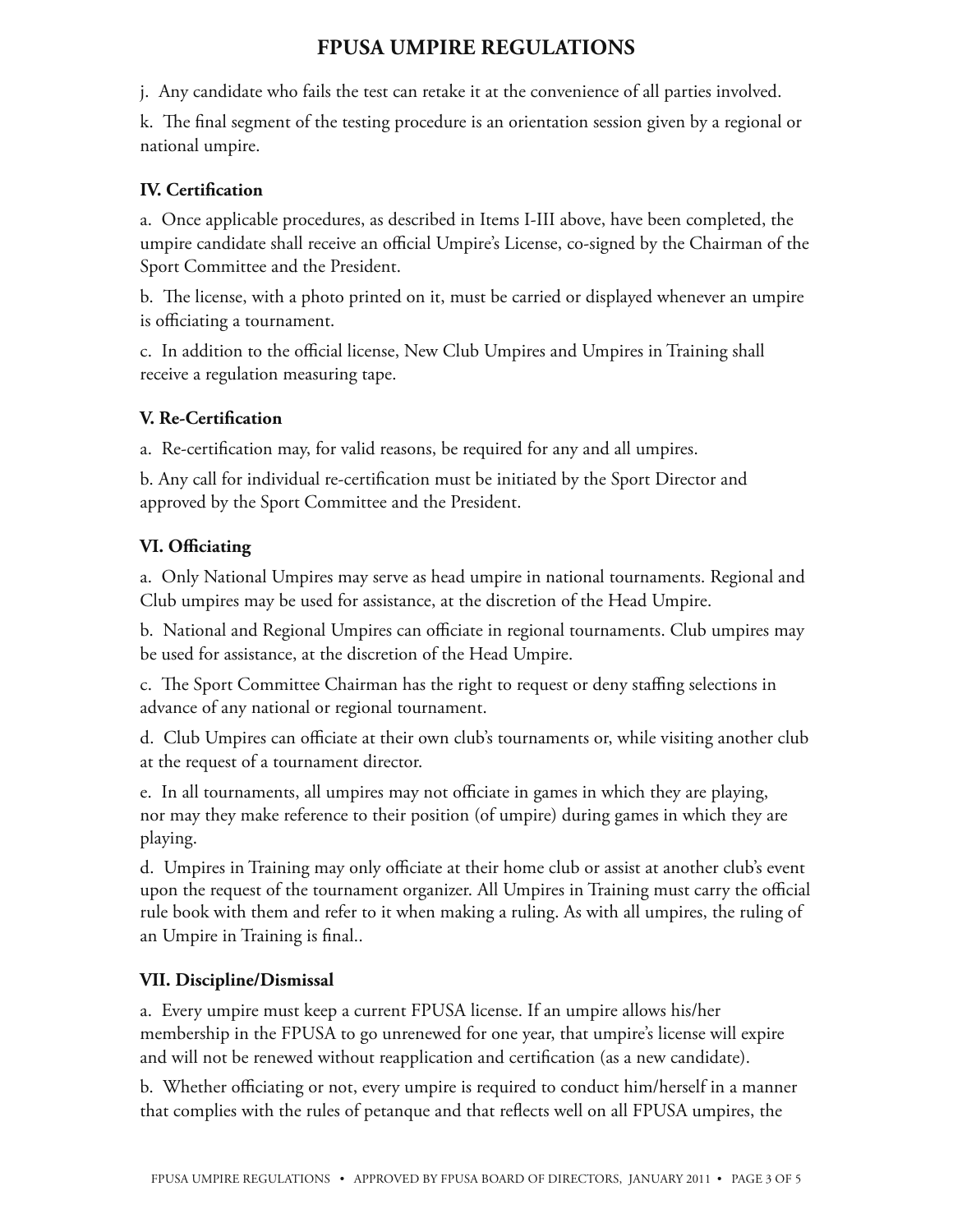j. Any candidate who fails the test can retake it at the convenience of all parties involved.

k. The final segment of the testing procedure is an orientation session given by a regional or national umpire.

### IV. Certification

a. Once applicable procedures, as described in Items I-III above, have been completed, the umpire candidate shall receive an official Umpire's License, co-signed by the Chairman of the Sport Committee and the President.

b. The license, with a photo printed on it, must be carried or displayed whenever an umpire is officiating a tournament.

c. In addition to the official license, New Club Umpires and Umpires in Training shall receive a regulation measuring tape.

### V. Re-Certification

a. Re-certification may, for valid reasons, be required for any and all umpires.

b. Any call for individual re-certification must be initiated by the Sport Director and approved by the Sport Committee and the President.

### VI. Officiating

a. Only National Umpires may serve as head umpire in national tournaments. Regional and Club umpires may be used for assistance, at the discretion of the Head Umpire.

b. National and Regional Umpires can officiate in regional tournaments. Club umpires may be used for assistance, at the discretion of the Head Umpire.

c. The Sport Committee Chairman has the right to request or deny staffing selections in advance of any national or regional tournament.

d. Club Umpires can officiate at their own club's tournaments or, while visiting another club at the request of a tournament director.

e. In all tournaments, all umpires may not officiate in games in which they are playing, nor may they make reference to their position (of umpire) during games in which they are playing.

d. Umpires in Training may only officiate at their home club or assist at another club's event upon the request of the tournament organizer. All Umpires in Training must carry the official rule book with them and refer to it when making a ruling. As with all umpires, the ruling of an Umpire in Training is final..

### VII. Discipline/Dismissal

a. Every umpire must keep a current FPUSA license. If an umpire allows his/her membership in the FPUSA to go unrenewed for one year, that umpire's license will expire and will not be renewed without reapplication and certification (as a new candidate).

b. Whether officiating or not, every umpire is required to conduct him/herself in a manner that complies with the rules of petanque and that reflects well on all FPUSA umpires, the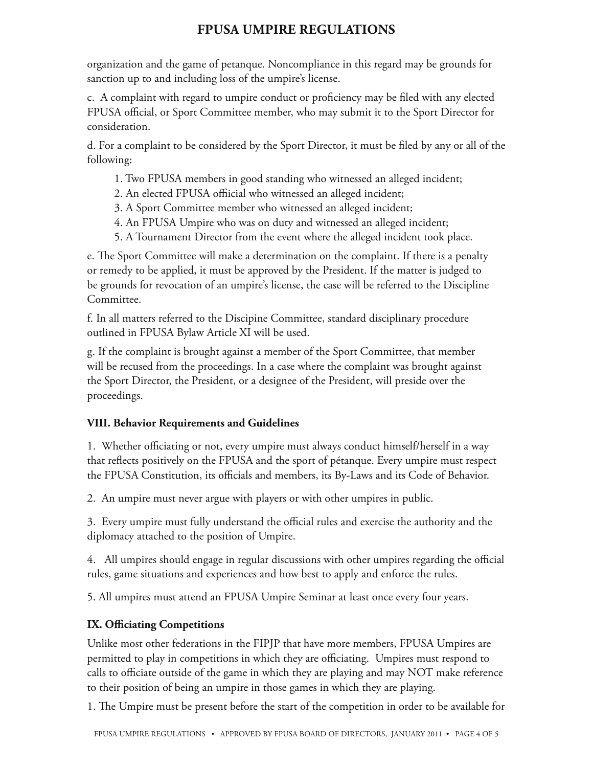organization and the game of petanque. Noncompliance in this regard may be grounds for sanction up to and including loss of the umpire's license.

c. A complaint with regard to umpire conduct or proficiency may be filed with any elected FPUSA official, or Sport Committee member, who may submit it to the Sport Director for consideration.

d. For a complaint to be considered by the Sport Director, it must be filed by any or all of the following:

1. Two FPUSA members in good standing who witnessed an alleged incident;
2. An elected FPUSA offiicial who witnessed an alleged incident;
3. A Sport Committee member who witnessed an alleged incident;
4. An FPUSA Umpire who was on duty and witnessed an alleged incident;
5. A Tournament Director from the event where the alleged incident took place.

e. The Sport Committee will make a determination on the complaint. If there is a penalty or remedy to be applied, it must be approved by the President. If the matter is judged to be grounds for revocation of an umpire's license, the case will be referred to the Discipline Committee.

f. In all matters referred to the Discipine Committee, standard disciplinary procedure outlined in FPUSA Bylaw Article XI will be used.

g. If the complaint is brought against a member of the Sport Committee, that member will be recused from the proceedings. In a case where the complaint was brought against the Sport Director, the President, or a designee of the President, will preside over the proceedings.

### VIII. Behavior Requirements and Guidelines

1. Whether officiating or not, every umpire must always conduct himself/herself in a way that reflects positively on the FPUSA and the sport of pétanque. Every umpire must respect the FPUSA Constitution, its officials and members, its By-Laws and its Code of Behavior.

2. An umpire must never argue with players or with other umpires in public.

3. Every umpire must fully understand the official rules and exercise the authority and the diplomacy attached to the position of Umpire.

4. All umpires should engage in regular discussions with other umpires regarding the official rules, game situations and experiences and how best to apply and enforce the rules.

5. All umpires must attend an FPUSA Umpire Seminar at least once every four years.

### IX. Officiating Competitions

Unlike most other federations in the FIPJP that have more members, FPUSA Umpires are permitted to play in competitions in which they are officiating. Umpires must respond to calls to officiate outside of the game in which they are playing and may NOT make reference to their position of being an umpire in those games in which they are playing.

1. The Umpire must be present before the start of the competition in order to be available for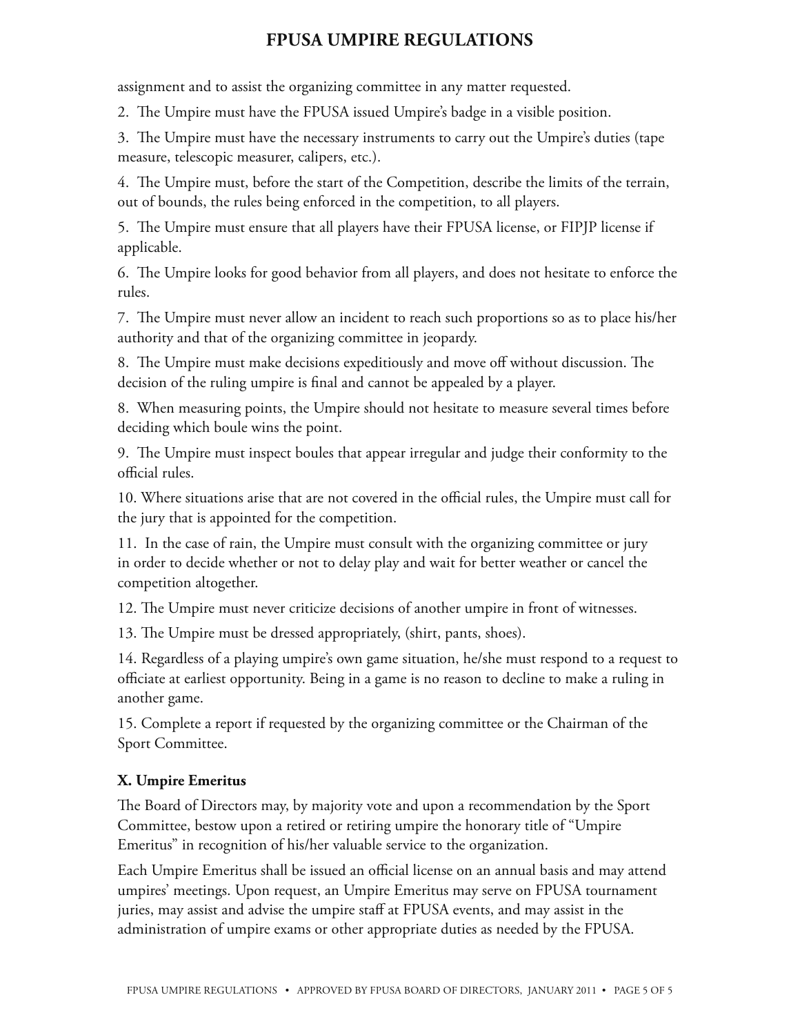assignment and to assist the organizing committee in any matter requested.

2. The Umpire must have the FPUSA issued Umpire's badge in a visible position.

3. The Umpire must have the necessary instruments to carry out the Umpire's duties (tape measure, telescopic measurer, calipers, etc.).

4. The Umpire must, before the start of the Competition, describe the limits of the terrain, out of bounds, the rules being enforced in the competition, to all players.

5. The Umpire must ensure that all players have their FPUSA license, or FIPJP license if applicable.

6. The Umpire looks for good behavior from all players, and does not hesitate to enforce the rules.

7. The Umpire must never allow an incident to reach such proportions so as to place his/her authority and that of the organizing committee in jeopardy.

8. The Umpire must make decisions expeditiously and move off without discussion. The decision of the ruling umpire is final and cannot be appealed by a player.

8. When measuring points, the Umpire should not hesitate to measure several times before deciding which boule wins the point.

9. The Umpire must inspect boules that appear irregular and judge their conformity to the official rules.

10. Where situations arise that are not covered in the official rules, the Umpire must call for the jury that is appointed for the competition.

11. In the case of rain, the Umpire must consult with the organizing committee or jury in order to decide whether or not to delay play and wait for better weather or cancel the competition altogether.

12. The Umpire must never criticize decisions of another umpire in front of witnesses.

13. The Umpire must be dressed appropriately, (shirt, pants, shoes).

14. Regardless of a playing umpire's own game situation, he/she must respond to a request to officiate at earliest opportunity. Being in a game is no reason to decline to make a ruling in another game.

15. Complete a report if requested by the organizing committee or the Chairman of the Sport Committee.

**X. Umpire Emeritus**

The Board of Directors may, by majority vote and upon a recommendation by the Sport Committee, bestow upon a retired or retiring umpire the honorary title of "Umpire Emeritus" in recognition of his/her valuable service to the organization.

Each Umpire Emeritus shall be issued an official license on an annual basis and may attend umpires' meetings. Upon request, an Umpire Emeritus may serve on FPUSA tournament juries, may assist and advise the umpire staff at FPUSA events, and may assist in the administration of umpire exams or other appropriate duties as needed by the FPUSA.